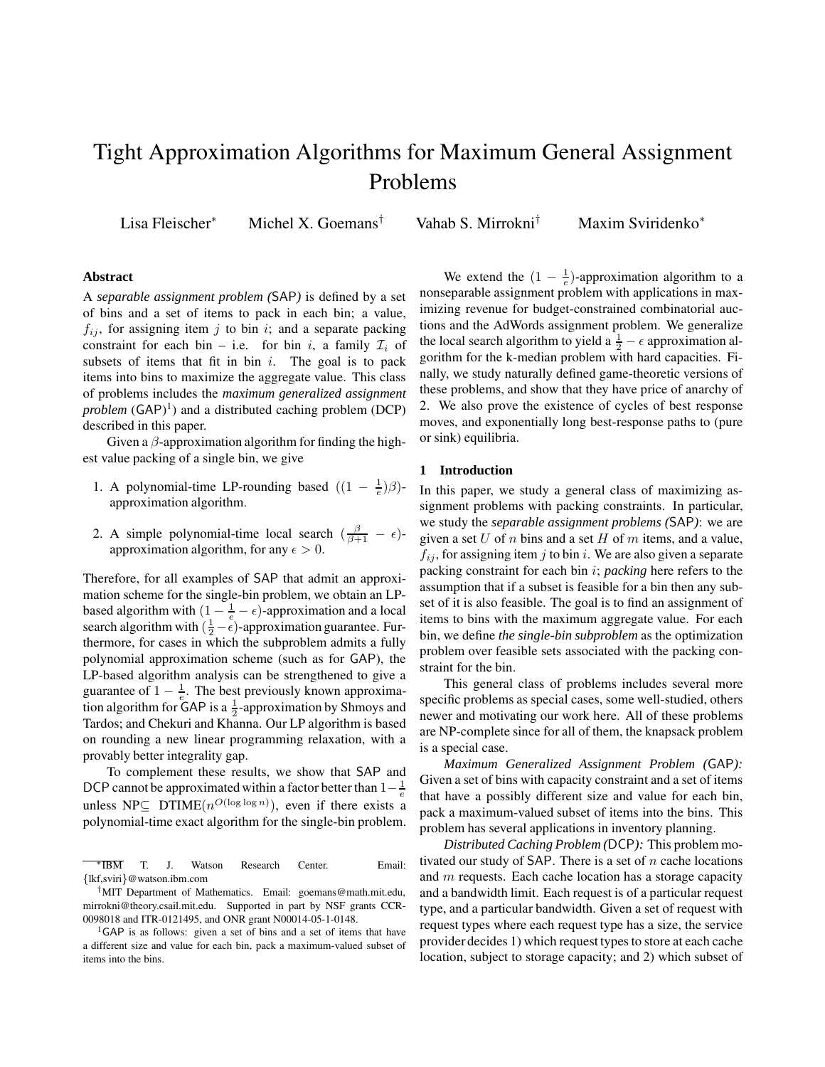# Tight Approximation Algorithms for Maximum General Assignment Problems

Lisa Fleischer[*] Michel X. Goemans[†] Vahab S. Mirrokni[†] Maxim Sviridenko[*]

### Abstract

A *separable assignment problem (SAP)* is defined by a set of bins and a set of items to pack in each bin; a value, $f_{ij}$, for assigning item $j$ to bin $i$; and a separate packing constraint for each bin – i.e. for bin $i$, a family $\mathcal{I}_i$ of subsets of items that fit in bin $i$. The goal is to pack items into bins to maximize the aggregate value. This class of problems includes the *maximum generalized assignment problem* (GAP)[1]) and a distributed caching problem (DCP) described in this paper.

Given a $\beta$-approximation algorithm for finding the highest value packing of a single bin, we give

1. A polynomial-time LP-rounding based $((1 - \frac{1}{e})\beta)$-approximation algorithm.
2. A simple polynomial-time local search $(\frac{\beta}{\beta+1} - \epsilon)$-approximation algorithm, for any $\epsilon > 0$.

Therefore, for all examples of SAP that admit an approximation scheme for the single-bin problem, we obtain an LP-based algorithm with $(1 - \frac{1}{e} - \epsilon)$-approximation and a local search algorithm with $(\frac{1}{2} - \epsilon)$-approximation guarantee. Furthermore, for cases in which the subproblem admits a fully polynomial approximation scheme (such as for GAP), the LP-based algorithm analysis can be strengthened to give a guarantee of $1 - \frac{1}{e}$. The best previously known approximation algorithm for GAP is a $\frac{1}{2}$-approximation by Shmoys and Tardos; and Chekuri and Khanna. Our LP algorithm is based on rounding a new linear programming relaxation, with a provably better integrality gap.

To complement these results, we show that SAP and DCP cannot be approximated within a factor better than $1 - \frac{1}{e}$ unless NP$\subseteq$ DTIME$(n^{O(\log \log n)})$, even if there exists a polynomial-time exact algorithm for the single-bin problem.

We extend the $(1 - \frac{1}{e})$-approximation algorithm to a nonseparable assignment problem with applications in maximizing revenue for budget-constrained combinatorial auctions and the AdWords assignment problem. We generalize the local search algorithm to yield a $\frac{1}{2} - \epsilon$ approximation algorithm for the k-median problem with hard capacities. Finally, we study naturally defined game-theoretic versions of these problems, and show that they have price of anarchy of 2. We also prove the existence of cycles of best response moves, and exponentially long best-response paths to (pure or sink) equilibria.

## 1 Introduction

In this paper, we study a general class of maximizing assignment problems with packing constraints. In particular, we study the *separable assignment problems (SAP)*: we are given a set $U$ of $n$ bins and a set $H$ of $m$ items, and a value, $f_{ij}$, for assigning item $j$ to bin $i$. We are also given a separate packing constraint for each bin $i$; *packing* here refers to the assumption that if a subset is feasible for a bin then any subset of it is also feasible. The goal is to find an assignment of items to bins with the maximum aggregate value. For each bin, we define *the single-bin subproblem* as the optimization problem over feasible sets associated with the packing constraint for the bin.

This general class of problems includes several more specific problems as special cases, some well-studied, others newer and motivating our work here. All of these problems are NP-complete since for all of them, the knapsack problem is a special case.

*Maximum Generalized Assignment Problem (GAP):* Given a set of bins with capacity constraint and a set of items that have a possibly different size and value for each bin, pack a maximum-valued subset of items into the bins. This problem has several applications in inventory planning.

*Distributed Caching Problem (DCP):* This problem motivated our study of SAP. There is a set of $n$ cache locations and $m$ requests. Each cache location has a storage capacity and a bandwidth limit. Each request is of a particular request type, and a particular bandwidth. Given a set of request with request types where each request type has a size, the service provider decides 1) which request types to store at each cache location, subject to storage capacity; and 2) which subset of

---

[*]IBM T. J. Watson Research Center. Email: {lkf,sviri}@watson.ibm.com

[†]MIT Department of Mathematics. Email: goemans@math.mit.edu, mirrokni@theory.csail.mit.edu. Supported in part by NSF grants CCR-0098018 and ITR-0121495, and ONR grant N00014-05-1-0148.

[1]GAP is as follows: given a set of bins and a set of items that have a different size and value for each bin, pack a maximum-valued subset of items into the bins.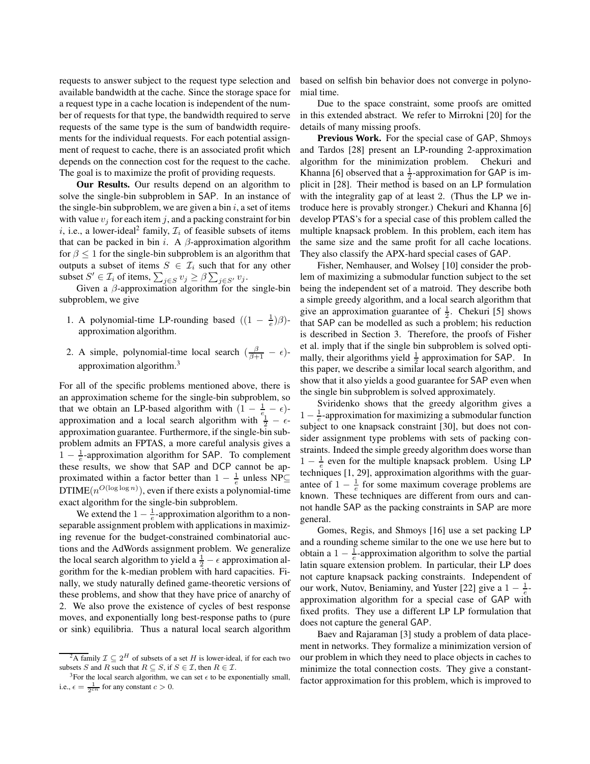requests to answer subject to the request type selection and available bandwidth at the cache. Since the storage space for a request type in a cache location is independent of the number of requests for that type, the bandwidth required to serve requests of the same type is the sum of bandwidth requirements for the individual requests. For each potential assignment of request to cache, there is an associated profit which depends on the connection cost for the request to the cache. The goal is to maximize the profit of providing requests.

**Our Results.** Our results depend on an algorithm to solve the single-bin subproblem in SAP. In an instance of the single-bin subproblem, we are given a bin $i$, a set of items with value $v_j$ for each item $j$, and a packing constraint for bin $i$, i.e., a lower-ideal[2] family, $\mathcal{I}_i$ of feasible subsets of items that can be packed in bin $i$. A $\beta$-approximation algorithm for $\beta \leq 1$ for the single-bin subproblem is an algorithm that outputs a subset of items $S \in \mathcal{I}_i$ such that for any other subset $S' \in \mathcal{I}_i$ of items, $\sum_{j \in S} v_j \geq \beta \sum_{j \in S'} v_j$.

Given a $\beta$-approximation algorithm for the single-bin subproblem, we give

1. A polynomial-time LP-rounding based $((1 - \frac{1}{e})\beta)$-approximation algorithm.
2. A simple, polynomial-time local search $(\frac{\beta}{\beta+1} - \epsilon)$-approximation algorithm.[3]

For all of the specific problems mentioned above, there is an approximation scheme for the single-bin subproblem, so that we obtain an LP-based algorithm with $(1 - \frac{1}{e} - \epsilon)$-approximation and a local search algorithm with $\frac{1}{2} - \epsilon$-approximation guarantee. Furthermore, if the single-bin subproblem admits an FPTAS, a more careful analysis gives a $1 - \frac{1}{e}$-approximation algorithm for SAP. To complement these results, we show that SAP and DCP cannot be approximated within a factor better than $1 - \frac{1}{e}$ unless NP$\subseteq$ DTIME$(n^{O(\log \log n)})$, even if there exists a polynomial-time exact algorithm for the single-bin subproblem.

We extend the $1 - \frac{1}{e}$-approximation algorithm to a non-separable assignment problem with applications in maximizing revenue for the budget-constrained combinatorial auctions and the AdWords assignment problem. We generalize the local search algorithm to yield a $\frac{1}{2} - \epsilon$ approximation algorithm for the k-median problem with hard capacities. Finally, we study naturally defined game-theoretic versions of these problems, and show that they have price of anarchy of 2. We also prove the existence of cycles of best response moves, and exponentially long best-response paths to (pure or sink) equilibria. Thus a natural local search algorithm based on selfish bin behavior does not converge in polynomial time.

Due to the space constraint, some proofs are omitted in this extended abstract. We refer to Mirrokni [20] for the details of many missing proofs.

**Previous Work.** For the special case of GAP, Shmoys and Tardos [28] present an LP-rounding 2-approximation algorithm for the minimization problem. Chekuri and Khanna [6] observed that a $\frac{1}{2}$-approximation for GAP is implicit in [28]. Their method is based on an LP formulation with the integrality gap of at least 2. (Thus the LP we introduce here is provably stronger.) Chekuri and Khanna [6] develop PTAS's for a special case of this problem called the multiple knapsack problem. In this problem, each item has the same size and the same profit for all cache locations. They also classify the APX-hard special cases of GAP.

Fisher, Nemhauser, and Wolsey [10] consider the problem of maximizing a submodular function subject to the set being the independent set of a matroid. They describe both a simple greedy algorithm, and a local search algorithm that give an approximation guarantee of $\frac{1}{2}$. Chekuri [5] shows that SAP can be modelled as such a problem; his reduction is described in Section 3. Therefore, the proofs of Fisher et al. imply that if the single bin subproblem is solved optimally, their algorithms yield $\frac{1}{2}$ approximation for SAP. In this paper, we describe a similar local search algorithm, and show that it also yields a good guarantee for SAP even when the single bin subproblem is solved approximately.

Sviridenko shows that the greedy algorithm gives a $1 - \frac{1}{e}$-approximation for maximizing a submodular function subject to one knapsack constraint [30], but does not consider assignment type problems with sets of packing constraints. Indeed the simple greedy algorithm does worse than $1 - \frac{1}{e}$ even for the multiple knapsack problem. Using LP techniques [1, 29], approximation algorithms with the guarantee of $1 - \frac{1}{e}$ for some maximum coverage problems are known. These techniques are different from ours and cannot handle SAP as the packing constraints in SAP are more general.

Gomes, Regis, and Shmoys [16] use a set packing LP and a rounding scheme similar to the one we use here but to obtain a $1 - \frac{1}{e}$-approximation algorithm to solve the partial latin square extension problem. In particular, their LP does not capture knapsack packing constraints. Independent of our work, Nutov, Beniaminy, and Yuster [22] give a $1 - \frac{1}{e}$-approximation algorithm for a special case of GAP with fixed profits. They use a different LP LP formulation that does not capture the general GAP.

Baev and Rajaraman [3] study a problem of data placement in networks. They formalize a minimization version of our problem in which they need to place objects in caches to minimize the total connection costs. They give a constant-factor approximation for this problem, which is improved to

[2] A family $\mathcal{I} \subseteq 2^H$ of subsets of a set $H$ is lower-ideal, if for each two subsets $S$ and $R$ such that $R \subseteq S$, if $S \in \mathcal{I}$, then $R \in \mathcal{I}$.

[3] For the local search algorithm, we can set $\epsilon$ to be exponentially small, i.e., $\epsilon = \frac{1}{2^{cn}}$ for any constant $c > 0$.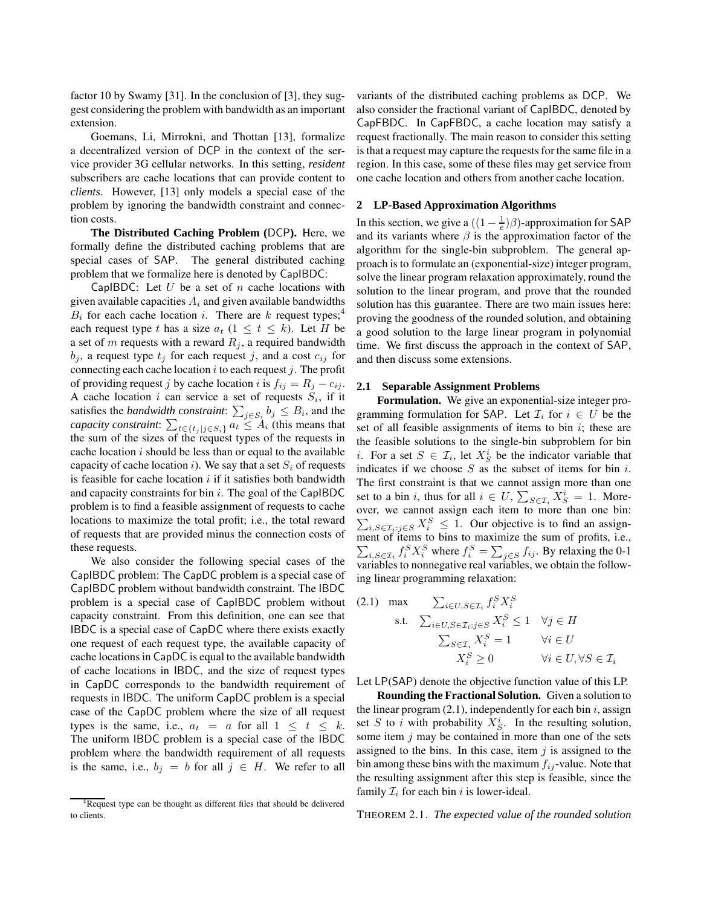factor 10 by Swamy [31]. In the conclusion of [3], they suggest considering the problem with bandwidth as an important extension.

Goemans, Li, Mirrokni, and Thottan [13], formalize a decentralized version of DCP in the context of the service provider 3G cellular networks. In this setting, *resident* subscribers are cache locations that can provide content to *clients*. However, [13] only models a special case of the problem by ignoring the bandwidth constraint and connection costs.

**The Distributed Caching Problem (DCP).** Here, we formally define the distributed caching problems that are special cases of SAP. The general distributed caching problem that we formalize here is denoted by CapIBDC:

CapIBDC: Let $U$ be a set of $n$ cache locations with given available capacities $A_i$ and given available bandwidths $B_i$ for each cache location $i$. There are $k$ request types;[4] each request type $t$ has a size $a_t$ ($1 \leq t \leq k$). Let $H$ be a set of $m$ requests with a reward $R_j$, a required bandwidth $b_j$, a request type $t_j$ for each request $j$, and a cost $c_{ij}$ for connecting each cache location $i$ to each request $j$. The profit of providing request $j$ by cache location $i$ is $f_{ij} = R_j - c_{ij}$. A cache location $i$ can service a set of requests $S_i$, if it satisfies the *bandwidth constraint*: $\sum_{j \in S_i} b_j \leq B_i$, and the *capacity constraint*: $\sum_{t \in \{t_j | j \in S_i\}} a_t \leq A_i$ (this means that the sum of the sizes of the request types of the requests in cache location $i$ should be less than or equal to the available capacity of cache location $i$). We say that a set $S_i$ of requests is feasible for cache location $i$ if it satisfies both bandwidth and capacity constraints for bin $i$. The goal of the CapIBDC problem is to find a feasible assignment of requests to cache locations to maximize the total profit; i.e., the total reward of requests that are provided minus the connection costs of these requests.

We also consider the following special cases of the CapIBDC problem: The CapDC problem is a special case of CapIBDC problem without bandwidth constraint. The IBDC problem is a special case of CapIBDC problem without capacity constraint. From this definition, one can see that IBDC is a special case of CapDC where there exists exactly one request of each request type, the available capacity of cache locations in CapDC is equal to the available bandwidth of cache locations in IBDC, and the size of request types in CapDC corresponds to the bandwidth requirement of requests in IBDC. The uniform CapDC problem is a special case of the CapDC problem where the size of all request types is the same, i.e., $a_t = a$ for all $1 \leq t \leq k$. The uniform IBDC problem is a special case of the IBDC problem where the bandwidth requirement of all requests is the same, i.e., $b_j = b$ for all $j \in H$. We refer to all variants of the distributed caching problems as DCP. We also consider the fractional variant of CapIBDC, denoted by CapFBDC. In CapFBDC, a cache location may satisfy a request fractionally. The main reason to consider this setting is that a request may capture the requests for the same file in a region. In this case, some of these files may get service from one cache location and others from another cache location.

[4] Request type can be thought as different files that should be delivered to clients.

## 2 LP-Based Approximation Algorithms

In this section, we give a $((1 - \frac{1}{e})\beta)$-approximation for SAP and its variants where $\beta$ is the approximation factor of the algorithm for the single-bin subproblem. The general approach is to formulate an (exponential-size) integer program, solve the linear program relaxation approximately, round the solution to the linear program, and prove that the rounded solution has this guarantee. There are two main issues here: proving the goodness of the rounded solution, and obtaining a good solution to the large linear program in polynomial time. We first discuss the approach in the context of SAP, and then discuss some extensions.

### 2.1 Separable Assignment Problems

**Formulation.** We give an exponential-size integer programming formulation for SAP. Let $\mathcal{I}_i$ for $i \in U$ be the set of all feasible assignments of items to bin $i$; these are the feasible solutions to the single-bin subproblem for bin $i$. For a set $S \in \mathcal{I}_i$, let $X_S^i$ be the indicator variable that indicates if we choose $S$ as the subset of items for bin $i$. The first constraint is that we cannot assign more than one set to a bin $i$, thus for all $i \in U$, $\sum_{S \in \mathcal{I}_i} X_S^i = 1$. Moreover, we cannot assign each item to more than one bin: $\sum_{i, S \in \mathcal{I}_i : j \in S} X_i^S \leq 1$. Our objective is to find an assignment of items to bins to maximize the sum of profits, i.e., $\sum_{i, S \in \mathcal{I}_i} f_i^S X_i^S$ where $f_i^S = \sum_{j \in S} f_{ij}$. By relaxing the 0-1 variables to nonnegative real variables, we obtain the following linear programming relaxation:

$$
\begin{array}{llll}
(2.1) & \max & \sum_{i \in U, S \in \mathcal{I}_i} f_i^S X_i^S & \\
& \text{s.t.} & \sum_{i \in U, S \in \mathcal{I}_i : j \in S} X_i^S \leq 1 & \forall j \in H \\
& & \sum_{S \in \mathcal{I}_i} X_i^S = 1 & \forall i \in U \\
& & X_i^S \geq 0 & \forall i \in U, \forall S \in \mathcal{I}_i
\end{array}
$$

Let LP(SAP) denote the objective function value of this LP.

**Rounding the Fractional Solution.** Given a solution to the linear program (2.1), independently for each bin $i$, assign set $S$ to $i$ with probability $X_S^i$. In the resulting solution, some item $j$ may be contained in more than one of the sets assigned to the bins. In this case, item $j$ is assigned to the bin among these bins with the maximum $f_{ij}$-value. Note that the resulting assignment after this step is feasible, since the family $\mathcal{I}_i$ for each bin $i$ is lower-ideal.

THEOREM 2.1. *The expected value of the rounded solution*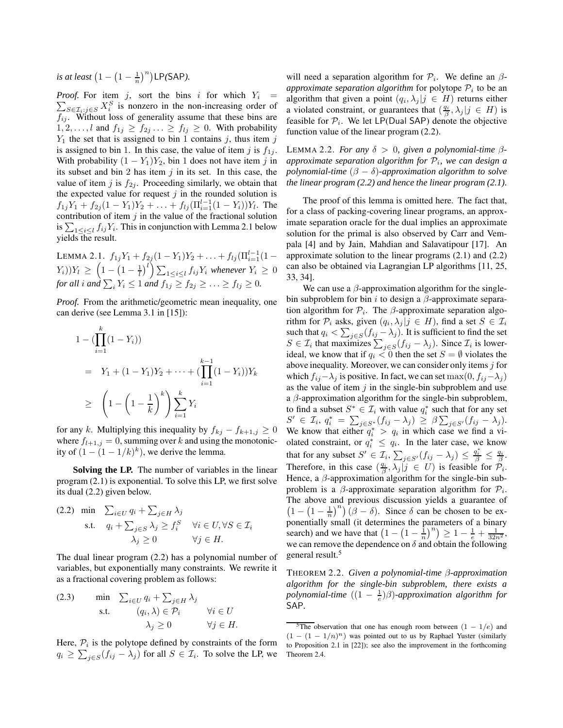*is at least* $\left(1 - \left(1 - \frac{1}{n}\right)^n\right)$LP*(*SAP*).*

*Proof.* For item $j$, sort the bins $i$ for which $Y_i = \sum_{S \in \mathcal{I}_i : j \in S} X_i^S$ is nonzero in the non-increasing order of $f_{ij}$. Without loss of generality assume that these bins are $1, 2, \ldots, l$ and $f_{1j} \geq f_{2j} \ldots \geq f_{lj} \geq 0$. With probability $Y_1$ the set that is assigned to bin 1 contains $j$, thus item $j$ is assigned to bin 1. In this case, the value of item $j$ is $f_{1j}$. With probability $(1 - Y_1)Y_2$, bin 1 does not have item $j$ in its subset and bin 2 has item $j$ in its set. In this case, the value of item $j$ is $f_{2j}$. Proceeding similarly, we obtain that the expected value for request $j$ in the rounded solution is $f_{1j}Y_1 + f_{2j}(1 - Y_1)Y_2 + \ldots + f_{lj}(\Pi_{i=1}^{l-1}(1 - Y_i))Y_l$. The contribution of item $j$ in the value of the fractional solution is $\sum_{1 \leq i \leq l} f_{ij} Y_i$. This in conjunction with Lemma 2.1 below yields the result.

LEMMA 2.1. $f_{1j}Y_1 + f_{2j}(1 - Y_1)Y_2 + \ldots + f_{lj}(\Pi_{i=1}^{l-1}(1 - Y_i))Y_l \geq \left(1 - \left(1 - \frac{1}{l}\right)^l\right) \sum_{1 \leq i \leq l} f_{ij} Y_i$ *whenever* $Y_i \geq 0$ *for all* $i$ *and* $\sum_i Y_i \leq 1$ *and* $f_{1j} \geq f_{2j} \geq \ldots \geq f_{lj} \geq 0$*.*

*Proof.* From the arithmetic/geometric mean inequality, one can derive (see Lemma 3.1 in [15]):

$$
\begin{aligned}
1 - (\prod_{i=1}^{k}(1 - Y_i)) &= Y_1 + (1 - Y_1)Y_2 + \cdots + (\prod_{i=1}^{k-1}(1 - Y_i))Y_k \\
&\geq \left(1 - \left(1 - \frac{1}{k}\right)^k\right) \sum_{i=1}^{k} Y_i
\end{aligned}
$$

for any $k$. Multiplying this inequality by $f_{kj} - f_{k+1,j} \geq 0$ where $f_{l+1,j} = 0$, summing over $k$ and using the monotonicity of $(1 - (1 - 1/k)^k)$, we derive the lemma.

**Solving the LP.** The number of variables in the linear program (2.1) is exponential. To solve this LP, we first solve its dual (2.2) given below.

$$
\begin{aligned}
(2.2) \quad \min \quad & \sum_{i \in U} q_i + \sum_{j \in H} \lambda_j \\
\text{s.t.} \quad & q_i + \sum_{j \in S} \lambda_j \geq f_i^S \quad \forall i \in U, \forall S \in \mathcal{I}_i \\
& \lambda_j \geq 0 \quad \forall j \in H.
\end{aligned}
$$

The dual linear program (2.2) has a polynomial number of variables, but exponentially many constraints. We rewrite it as a fractional covering problem as follows:

$$
\begin{aligned}
(2.3) \quad \min \quad & \sum_{i \in U} q_i + \sum_{j \in H} \lambda_j \\
\text{s.t.} \quad & (q_i, \lambda) \in \mathcal{P}_i \quad \forall i \in U \\
& \lambda_j \geq 0 \quad \forall j \in H.
\end{aligned}
$$

Here, $\mathcal{P}_i$ is the polytope defined by constraints of the form $q_i \geq \sum_{j \in S}(f_{ij} - \lambda_j)$ for all $S \in \mathcal{I}_i$. To solve the LP, we will need a separation algorithm for $\mathcal{P}_i$. We define an *$\beta$-approximate separation algorithm* for polytope $\mathcal{P}_i$ to be an algorithm that given a point $(q_i, \lambda_j | j \in H)$ returns either a violated constraint, or guarantees that $(\frac{q_i}{\beta}, \lambda_j | j \in H)$ is feasible for $\mathcal{P}_i$. We let LP(Dual SAP) denote the objective function value of the linear program (2.2).

LEMMA 2.2. *For any* $\delta > 0$*, given a polynomial-time $\beta$-approximate separation algorithm for* $\mathcal{P}_i$*, we can design a polynomial-time* $(\beta - \delta)$*-approximation algorithm to solve the linear program (2.2) and hence the linear program (2.1).*

The proof of this lemma is omitted here. The fact that, for a class of packing-covering linear programs, an approximate separation oracle for the dual implies an approximate solution for the primal is also observed by Carr and Vempala [4] and by Jain, Mahdian and Salavatipour [17]. An approximate solution to the linear programs (2.1) and (2.2) can also be obtained via Lagrangian LP algorithms [11, 25, 33, 34].

We can use a $\beta$-approximation algorithm for the single-bin subproblem for bin $i$ to design a $\beta$-approximate separation algorithm for $\mathcal{P}_i$. The $\beta$-approximate separation algorithm for $\mathcal{P}_i$ asks, given $(q_i, \lambda_j | j \in H)$, find a set $S \in \mathcal{I}_i$ such that $q_i < \sum_{j \in S}(f_{ij} - \lambda_j)$. It is sufficient to find the set $S \in \mathcal{I}_i$ that maximizes $\sum_{j \in S}(f_{ij} - \lambda_j)$. Since $\mathcal{I}_i$ is lower-ideal, we know that if $q_i < 0$ then the set $S = \emptyset$ violates the above inequality. Moreover, we can consider only items $j$ for which $f_{ij} - \lambda_j$ is positive. In fact, we can set $\max(0, f_{ij} - \lambda_j)$ as the value of item $j$ in the single-bin subproblem and use a $\beta$-approximation algorithm for the single-bin subproblem, to find a subset $S^* \in \mathcal{I}_i$ with value $q_i^*$ such that for any set $S' \in \mathcal{I}_i$, $q_i^* = \sum_{j \in S^*}(f_{ij} - \lambda_j) \geq \beta \sum_{j \in S'}(f_{ij} - \lambda_j)$. We know that either $q_i^* > q_i$ in which case we find a violated constraint, or $q_i^* \leq q_i$. In the later case, we know that for any subset $S' \in \mathcal{I}_i$, $\sum_{j \in S'}(f_{ij} - \lambda_j) \leq \frac{q_i^*}{\beta} \leq \frac{q_i}{\beta}$. Therefore, in this case $(\frac{q_i}{\beta}, \lambda_j | j \in U)$ is feasible for $\mathcal{P}_i$. Hence, a $\beta$-approximation algorithm for the single-bin subproblem is a $\beta$-approximate separation algorithm for $\mathcal{P}_i$. The above and previous discussion yields a guarantee of $\left(1 - \left(1 - \frac{1}{n}\right)^n\right)(\beta - \delta)$. Since $\delta$ can be chosen to be exponentially small (it determines the parameters of a binary search) and we have that $\left(1 - \left(1 - \frac{1}{n}\right)^n\right) \geq 1 - \frac{1}{e} + \frac{1}{32n^2}$, we can remove the dependence on $\delta$ and obtain the following general result.[5]

THEOREM 2.2. *Given a polynomial-time $\beta$-approximation algorithm for the single-bin subproblem, there exists a polynomial-time* $((1 - \frac{1}{e})\beta)$*-approximation algorithm for* SAP*.*

[5] The observation that one has enough room between $(1 - 1/e)$ and $(1 - (1 - 1/n)^n)$ was pointed out to us by Raphael Yuster (similarly to Proposition 2.1 in [22]); see also the improvement in the forthcoming Theorem 2.4.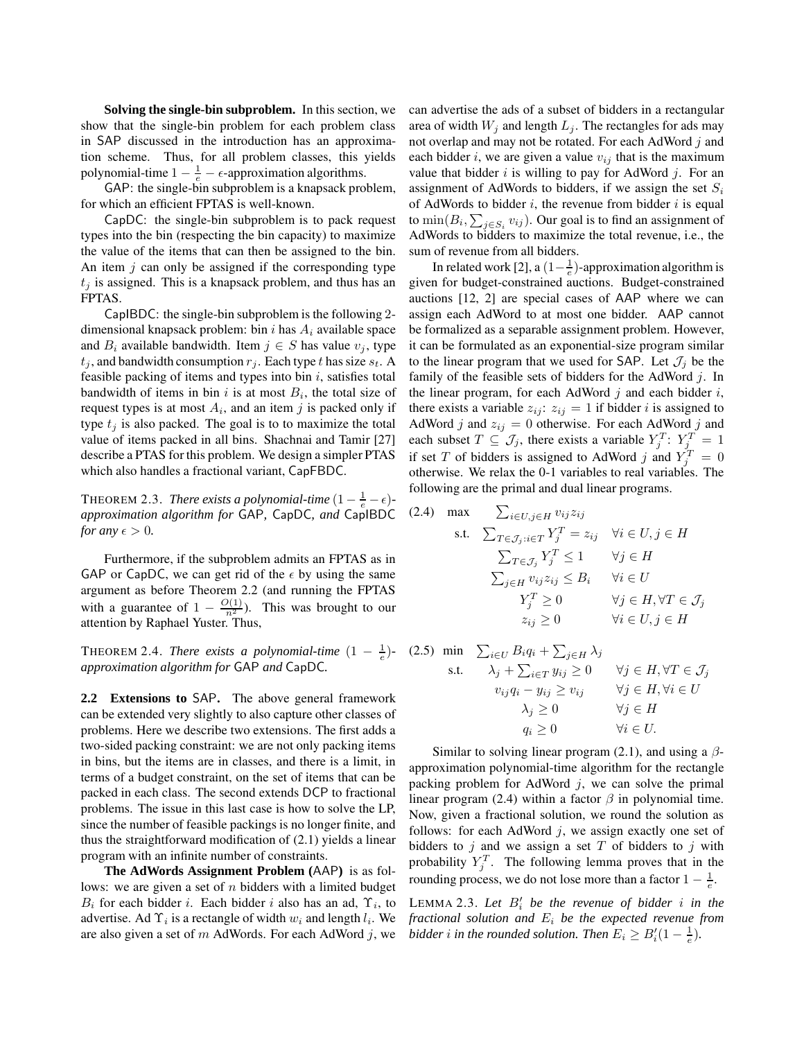**Solving the single-bin subproblem.** In this section, we show that the single-bin problem for each problem class in SAP discussed in the introduction has an approximation scheme. Thus, for all problem classes, this yields polynomial-time $1 - \frac{1}{e} - \epsilon$-approximation algorithms.

GAP: the single-bin subproblem is a knapsack problem, for which an efficient FPTAS is well-known.

CapDC: the single-bin subproblem is to pack request types into the bin (respecting the bin capacity) to maximize the value of the items that can then be assigned to the bin. An item $j$ can only be assigned if the corresponding type $t_j$ is assigned. This is a knapsack problem, and thus has an FPTAS.

CapIBDC: the single-bin subproblem is the following 2-dimensional knapsack problem: bin $i$ has $A_i$ available space and $B_i$ available bandwidth. Item $j \in S$ has value $v_j$, type $t_j$, and bandwidth consumption $r_j$. Each type $t$ has size $s_t$. A feasible packing of items and types into bin $i$, satisfies total bandwidth of items in bin $i$ is at most $B_i$, the total size of request types is at most $A_i$, and an item $j$ is packed only if type $t_j$ is also packed. The goal is to to maximize the total value of items packed in all bins. Shachnai and Tamir [27] describe a PTAS for this problem. We design a simpler PTAS which also handles a fractional variant, CapFBDC.

THEOREM 2.3. *There exists a polynomial-time $(1 - \frac{1}{e} - \epsilon)$-approximation algorithm for* GAP*,* CapDC*, and* CapIBDC *for any $\epsilon > 0$.*

Furthermore, if the subproblem admits an FPTAS as in GAP or CapDC, we can get rid of the $\epsilon$ by using the same argument as before Theorem 2.2 (and running the FPTAS with a guarantee of $1 - \frac{O(1)}{n^2}$). This was brought to our attention by Raphael Yuster. Thus,

THEOREM 2.4. *There exists a polynomial-time $(1 - \frac{1}{e})$-approximation algorithm for* GAP *and* CapDC*.*

**2.2 Extensions to SAP.** The above general framework can be extended very slightly to also capture other classes of problems. Here we describe two extensions. The first adds a two-sided packing constraint: we are not only packing items in bins, but the items are in classes, and there is a limit, in terms of a budget constraint, on the set of items that can be packed in each class. The second extends DCP to fractional problems. The issue in this last case is how to solve the LP, since the number of feasible packings is no longer finite, and thus the straightforward modification of (2.1) yields a linear program with an infinite number of constraints.

**The AdWords Assignment Problem (**AAP**)** is as follows: we are given a set of $n$ bidders with a limited budget $B_i$ for each bidder $i$. Each bidder $i$ also has an ad, $\Upsilon_i$, to advertise. Ad $\Upsilon_i$ is a rectangle of width $w_i$ and length $l_i$. We are also given a set of $m$ AdWords. For each AdWord $j$, we can advertise the ads of a subset of bidders in a rectangular area of width $W_j$ and length $L_j$. The rectangles for ads may not overlap and may not be rotated. For each AdWord $j$ and each bidder $i$, we are given a value $v_{ij}$ that is the maximum value that bidder $i$ is willing to pay for AdWord $j$. For an assignment of AdWords to bidders, if we assign the set $S_i$ of AdWords to bidder $i$, the revenue from bidder $i$ is equal to $\min(B_i, \sum_{j \in S_i} v_{ij})$. Our goal is to find an assignment of AdWords to bidders to maximize the total revenue, i.e., the sum of revenue from all bidders.

In related work [2], a $(1 - \frac{1}{e})$-approximation algorithm is given for budget-constrained auctions. Budget-constrained auctions [12, 2] are special cases of AAP where we can assign each AdWord to at most one bidder. AAP cannot be formalized as a separable assignment problem. However, it can be formulated as an exponential-size program similar to the linear program that we used for SAP. Let $\mathcal{J}_j$ be the family of the feasible sets of bidders for the AdWord $j$. In the linear program, for each AdWord $j$ and each bidder $i$, there exists a variable $z_{ij}$: $z_{ij} = 1$ if bidder $i$ is assigned to AdWord $j$ and $z_{ij} = 0$ otherwise. For each AdWord $j$ and each subset $T \subseteq \mathcal{J}_j$, there exists a variable $Y_j^T$: $Y_j^T = 1$ if set $T$ of bidders is assigned to AdWord $j$ and $Y_j^T = 0$ otherwise. We relax the 0-1 variables to real variables. The following are the primal and dual linear programs.

$$
\begin{array}{llll}
(2.4) & \max & \sum_{i \in U, j \in H} v_{ij} z_{ij} & \\
& \text{s.t.} & \sum_{T \in \mathcal{J}_j : i \in T} Y_j^T = z_{ij} & \forall i \in U, j \in H \\
& & \sum_{T \in \mathcal{J}_j} Y_j^T \leq 1 & \forall j \in H \\
& & \sum_{j \in H} v_{ij} z_{ij} \leq B_i & \forall i \in U \\
& & Y_j^T \geq 0 & \forall j \in H, \forall T \in \mathcal{J}_j \\
& & z_{ij} \geq 0 & \forall i \in U, j \in H
\end{array}
$$

$$
\begin{array}{llll}
(2.5) & \min & \sum_{i \in U} B_i q_i + \sum_{j \in H} \lambda_j & \\
& \text{s.t.} & \lambda_j + \sum_{i \in T} y_{ij} \geq 0 & \forall j \in H, \forall T \in \mathcal{J}_j \\
& & v_{ij} q_i - y_{ij} \geq v_{ij} & \forall j \in H, \forall i \in U \\
& & \lambda_j \geq 0 & \forall j \in H \\
& & q_i \geq 0 & \forall i \in U.
\end{array}
$$

Similar to solving linear program (2.1), and using a $\beta$-approximation polynomial-time algorithm for the rectangle packing problem for AdWord $j$, we can solve the primal linear program (2.4) within a factor $\beta$ in polynomial time. Now, given a fractional solution, we round the solution as follows: for each AdWord $j$, we assign exactly one set of bidders to $j$ and we assign a set $T$ of bidders to $j$ with probability $Y_j^T$. The following lemma proves that in the rounding process, we do not lose more than a factor $1 - \frac{1}{e}$.

LEMMA 2.3. *Let $B'_i$ be the revenue of bidder $i$ in the fractional solution and $E_i$ be the expected revenue from bidder $i$ in the rounded solution. Then $E_i \geq B'_i(1 - \frac{1}{e})$.*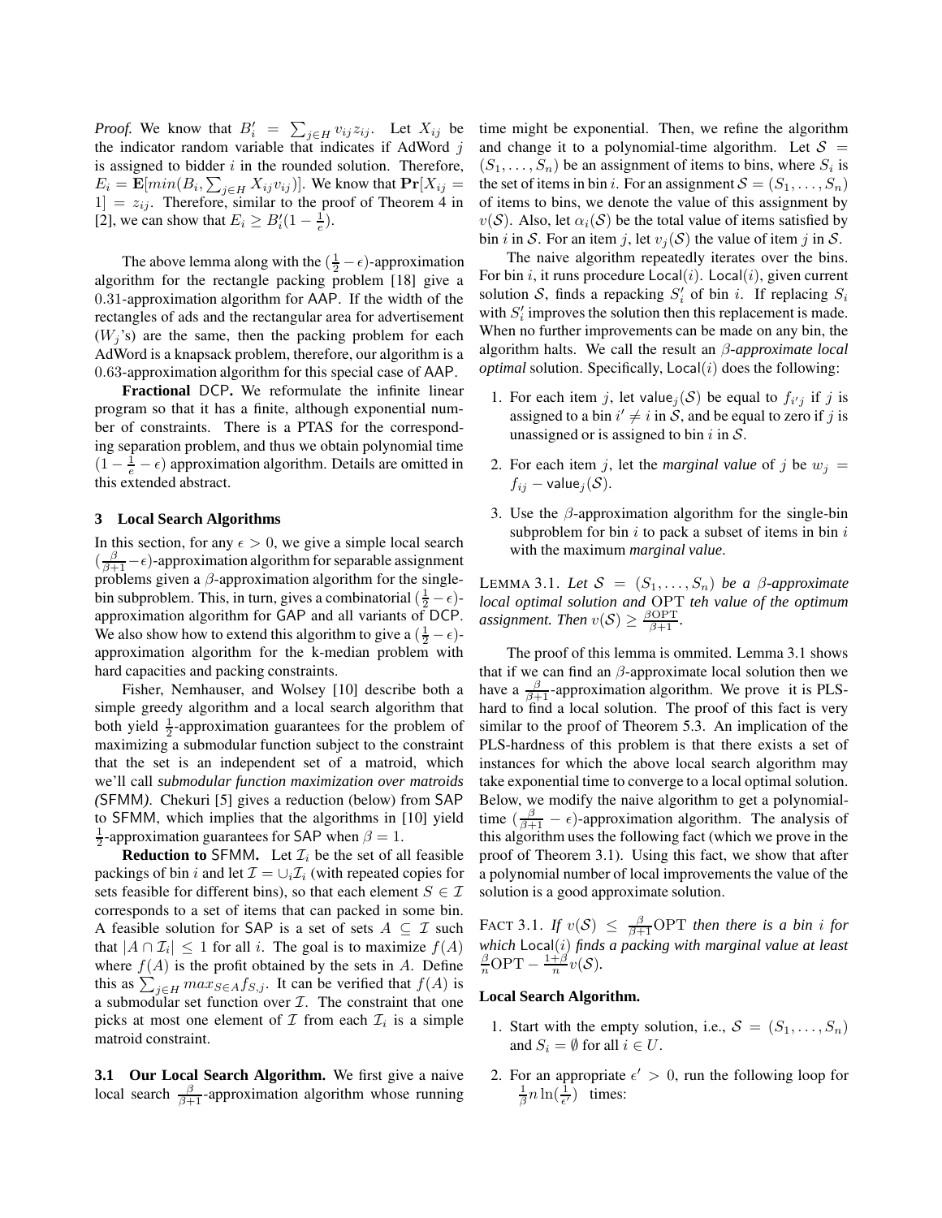*Proof.* We know that $B'_i = \sum_{j \in H} v_{ij} z_{ij}$. Let $X_{ij}$ be the indicator random variable that indicates if AdWord $j$ is assigned to bidder $i$ in the rounded solution. Therefore, $E_i = \mathbf{E}[min(B_i, \sum_{j \in H} X_{ij} v_{ij})]$. We know that $\mathbf{Pr}[X_{ij} = 1] = z_{ij}$. Therefore, similar to the proof of Theorem 4 in [2], we can show that $E_i \geq B'_i(1 - \frac{1}{e})$.

The above lemma along with the $(\frac{1}{2} - \epsilon)$-approximation algorithm for the rectangle packing problem [18] give a 0.31-approximation algorithm for AAP. If the width of the rectangles of ads and the rectangular area for advertisement ($W_j$'s) are the same, then the packing problem for each AdWord is a knapsack problem, therefore, our algorithm is a 0.63-approximation algorithm for this special case of AAP.

**Fractional DCP.** We reformulate the infinite linear program so that it has a finite, although exponential number of constraints. There is a PTAS for the corresponding separation problem, and thus we obtain polynomial time $(1 - \frac{1}{e} - \epsilon)$ approximation algorithm. Details are omitted in this extended abstract.

## 3 Local Search Algorithms

In this section, for any $\epsilon > 0$, we give a simple local search $(\frac{\beta}{\beta+1} - \epsilon)$-approximation algorithm for separable assignment problems given a $\beta$-approximation algorithm for the single-bin subproblem. This, in turn, gives a combinatorial $(\frac{1}{2} - \epsilon)$-approximation algorithm for GAP and all variants of DCP. We also show how to extend this algorithm to give a $(\frac{1}{2} - \epsilon)$-approximation algorithm for the k-median problem with hard capacities and packing constraints.

Fisher, Nemhauser, and Wolsey [10] describe both a simple greedy algorithm and a local search algorithm that both yield $\frac{1}{2}$-approximation guarantees for the problem of maximizing a submodular function subject to the constraint that the set is an independent set of a matroid, which we'll call *submodular function maximization over matroids (SFMM)*. Chekuri [5] gives a reduction (below) from SAP to SFMM, which implies that the algorithms in [10] yield $\frac{1}{2}$-approximation guarantees for SAP when $\beta = 1$.

**Reduction to SFMM.** Let $\mathcal{I}_i$ be the set of all feasible packings of bin $i$ and let $\mathcal{I} = \cup_i \mathcal{I}_i$ (with repeated copies for sets feasible for different bins), so that each element $S \in \mathcal{I}$ corresponds to a set of items that can packed in some bin. A feasible solution for SAP is a set of sets $A \subseteq \mathcal{I}$ such that $|A \cap \mathcal{I}_i| \leq 1$ for all $i$. The goal is to maximize $f(A)$ where $f(A)$ is the profit obtained by the sets in $A$. Define this as $\sum_{j \in H} max_{S \in A} f_{S,j}$. It can be verified that $f(A)$ is a submodular set function over $\mathcal{I}$. The constraint that one picks at most one element of $\mathcal{I}$ from each $\mathcal{I}_i$ is a simple matroid constraint.

**3.1 Our Local Search Algorithm.** We first give a naive local search $\frac{\beta}{\beta+1}$-approximation algorithm whose running time might be exponential. Then, we refine the algorithm and change it to a polynomial-time algorithm. Let $\mathcal{S} = (S_1, \ldots, S_n)$ be an assignment of items to bins, where $S_i$ is the set of items in bin $i$. For an assignment $\mathcal{S} = (S_1, \ldots, S_n)$ of items to bins, we denote the value of this assignment by $v(\mathcal{S})$. Also, let $\alpha_i(\mathcal{S})$ be the total value of items satisfied by bin $i$ in $\mathcal{S}$. For an item $j$, let $v_j(\mathcal{S})$ the value of item $j$ in $\mathcal{S}$.

The naive algorithm repeatedly iterates over the bins. For bin $i$, it runs procedure Local($i$). Local($i$), given current solution $\mathcal{S}$, finds a repacking $S'_i$ of bin $i$. If replacing $S_i$ with $S'_i$ improves the solution then this replacement is made. When no further improvements can be made on any bin, the algorithm halts. We call the result an *$\beta$-approximate local optimal* solution. Specifically, Local($i$) does the following:

1. For each item $j$, let $\mathsf{value}_j(\mathcal{S})$ be equal to $f_{i'j}$ if $j$ is assigned to a bin $i' \neq i$ in $\mathcal{S}$, and be equal to zero if $j$ is unassigned or is assigned to bin $i$ in $\mathcal{S}$.
2. For each item $j$, let the *marginal value* of $j$ be $w_j = f_{ij} - \mathsf{value}_j(\mathcal{S})$.
3. Use the $\beta$-approximation algorithm for the single-bin subproblem for bin $i$ to pack a subset of items in bin $i$ with the maximum *marginal value*.

LEMMA 3.1. *Let $\mathcal{S} = (S_1, \ldots, S_n)$ be a $\beta$-approximate local optimal solution and $\mathrm{OPT}$ teh value of the optimum assignment. Then $v(\mathcal{S}) \geq \frac{\beta \mathrm{OPT}}{\beta+1}$.*

The proof of this lemma is ommited. Lemma 3.1 shows that if we can find an $\beta$-approximate local solution then we have a $\frac{\beta}{\beta+1}$-approximation algorithm. We prove it is PLS-hard to find a local solution. The proof of this fact is very similar to the proof of Theorem 5.3. An implication of the PLS-hardness of this problem is that there exists a set of instances for which the above local search algorithm may take exponential time to converge to a local optimal solution. Below, we modify the naive algorithm to get a polynomial-time $(\frac{\beta}{\beta+1} - \epsilon)$-approximation algorithm. The analysis of this algorithm uses the following fact (which we prove in the proof of Theorem 3.1). Using this fact, we show that after a polynomial number of local improvements the value of the solution is a good approximate solution.

FACT 3.1. *If $v(\mathcal{S}) \leq \frac{\beta}{\beta+1}\mathrm{OPT}$ then there is a bin $i$ for which Local($i$) finds a packing with marginal value at least $\frac{\beta}{n}\mathrm{OPT} - \frac{1+\beta}{n}v(\mathcal{S})$.*

**Local Search Algorithm.**

1. Start with the empty solution, i.e., $\mathcal{S} = (S_1, \ldots, S_n)$ and $S_i = \emptyset$ for all $i \in U$.
2. For an appropriate $\epsilon' > 0$, run the following loop for $\frac{1}{\beta} n \ln(\frac{1}{\epsilon'})$ times: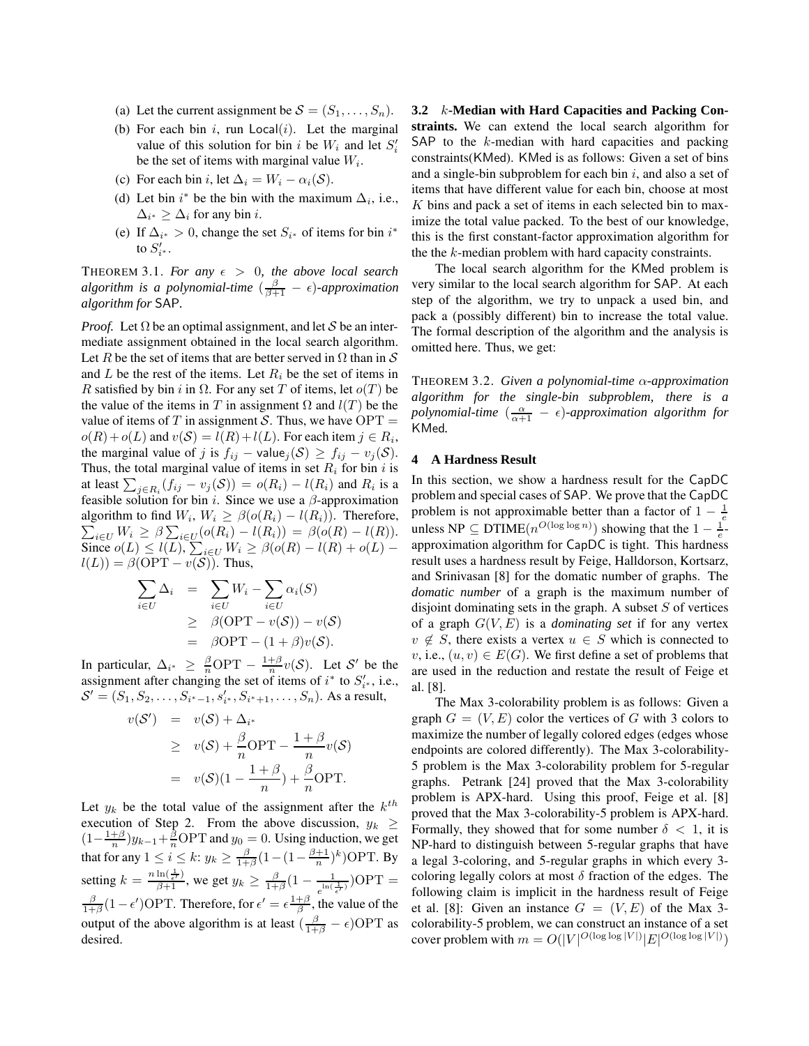(a) Let the current assignment be $\mathcal{S} = (S_1, \ldots, S_n)$.

(b) For each bin $i$, run $\mathsf{Local}(i)$. Let the marginal value of this solution for bin $i$ be $W_i$ and let $S'_i$ be the set of items with marginal value $W_i$.

(c) For each bin $i$, let $\Delta_i = W_i - \alpha_i(\mathcal{S})$.

(d) Let bin $i^*$ be the bin with the maximum $\Delta_i$, i.e., $\Delta_{i^*} \geq \Delta_i$ for any bin $i$.

(e) If $\Delta_{i^*} > 0$, change the set $S_{i^*}$ of items for bin $i^*$ to $S'_{i^*}$.

THEOREM 3.1. *For any $\epsilon > 0$, the above local search algorithm is a polynomial-time $(\frac{\beta}{\beta+1} - \epsilon)$-approximation algorithm for* SAP.

*Proof.* Let $\Omega$ be an optimal assignment, and let $\mathcal{S}$ be an intermediate assignment obtained in the local search algorithm. Let $R$ be the set of items that are better served in $\Omega$ than in $\mathcal{S}$ and $L$ be the rest of the items. Let $R_i$ be the set of items in $R$ satisfied by bin $i$ in $\Omega$. For any set $T$ of items, let $o(T)$ be the value of the items in $T$ in assignment $\Omega$ and $l(T)$ be the value of items of $T$ in assignment $\mathcal{S}$. Thus, we have $\mathrm{OPT} = o(R) + o(L)$ and $v(\mathcal{S}) = l(R) + l(L)$. For each item $j \in R_i$, the marginal value of $j$ is $f_{ij} - \mathsf{value}_j(\mathcal{S}) \geq f_{ij} - v_j(\mathcal{S})$. Thus, the total marginal value of items in set $R_i$ for bin $i$ is at least $\sum_{j \in R_i}(f_{ij} - v_j(\mathcal{S})) = o(R_i) - l(R_i)$ and $R_i$ is a feasible solution for bin $i$. Since we use a $\beta$-approximation algorithm to find $W_i$, $W_i \geq \beta(o(R_i) - l(R_i))$. Therefore, $\sum_{i \in U} W_i \geq \beta \sum_{i \in U}(o(R_i) - l(R_i)) = \beta(o(R) - l(R))$. Since $o(L) \leq l(L)$, $\sum_{i \in U} W_i \geq \beta(o(R) - l(R) + o(L) - l(L)) = \beta(\mathrm{OPT} - v(\mathcal{S}))$. Thus,

$$
\begin{aligned}
\sum_{i \in U} \Delta_i &= \sum_{i \in U} W_i - \sum_{i \in U} \alpha_i(S) \\
&\geq \beta(\mathrm{OPT} - v(\mathcal{S})) - v(\mathcal{S}) \\
&= \beta \mathrm{OPT} - (1+\beta) v(\mathcal{S}).
\end{aligned}
$$

In particular, $\Delta_{i^*} \geq \frac{\beta}{n}\mathrm{OPT} - \frac{1+\beta}{n} v(\mathcal{S})$. Let $\mathcal{S}'$ be the assignment after changing the set of items of $i^*$ to $S'_{i^*}$, i.e., $\mathcal{S}' = (S_1, S_2, \ldots, S_{i^*-1}, s'_{i^*}, S_{i^*+1}, \ldots, S_n)$. As a result,

$$
\begin{aligned}
v(\mathcal{S}') &= v(\mathcal{S}) + \Delta_{i^*} \\
&\geq v(\mathcal{S}) + \frac{\beta}{n}\mathrm{OPT} - \frac{1+\beta}{n} v(\mathcal{S}) \\
&= v(\mathcal{S})(1 - \frac{1+\beta}{n}) + \frac{\beta}{n}\mathrm{OPT}.
\end{aligned}
$$

Let $y_k$ be the total value of the assignment after the $k^{th}$ execution of Step 2. From the above discussion, $y_k \geq (1 - \frac{1+\beta}{n}) y_{k-1} + \frac{\beta}{n}\mathrm{OPT}$ and $y_0 = 0$. Using induction, we get that for any $1 \leq i \leq k$: $y_k \geq \frac{\beta}{1+\beta}(1 - (1 - \frac{\beta+1}{n})^k)\mathrm{OPT}$. By setting $k = \frac{n \ln(\frac{1}{\epsilon'})}{\beta+1}$, we get $y_k \geq \frac{\beta}{1+\beta}(1 - \frac{1}{e^{\ln(\frac{1}{\epsilon'})}})\mathrm{OPT} = \frac{\beta}{1+\beta}(1 - \epsilon')\mathrm{OPT}$. Therefore, for $\epsilon' = \epsilon\frac{1+\beta}{\beta}$, the value of the output of the above algorithm is at least $(\frac{\beta}{1+\beta} - \epsilon)\mathrm{OPT}$ as desired.

### 3.2 $k$-Median with Hard Capacities and Packing Constraints.

We can extend the local search algorithm for SAP to the $k$-median with hard capacities and packing constraints(KMed). KMed is as follows: Given a set of bins and a single-bin subproblem for each bin $i$, and also a set of items that have different value for each bin, choose at most $K$ bins and pack a set of items in each selected bin to maximize the total value packed. To the best of our knowledge, this is the first constant-factor approximation algorithm for the the $k$-median problem with hard capacity constraints.

The local search algorithm for the KMed problem is very similar to the local search algorithm for SAP. At each step of the algorithm, we try to unpack a used bin, and pack a (possibly different) bin to increase the total value. The formal description of the algorithm and the analysis is omitted here. Thus, we get:

THEOREM 3.2. *Given a polynomial-time $\alpha$-approximation algorithm for the single-bin subproblem, there is a polynomial-time $(\frac{\alpha}{\alpha+1} - \epsilon)$-approximation algorithm for* KMed.

## 4 A Hardness Result

In this section, we show a hardness result for the CapDC problem and special cases of SAP. We prove that the CapDC problem is not approximable better than a factor of $1 - \frac{1}{e}$ unless NP $\subseteq$ DTIME$(n^{O(\log\log n)})$ showing that the $1 - \frac{1}{e}$-approximation algorithm for CapDC is tight. This hardness result uses a hardness result by Feige, Halldorson, Kortsarz, and Srinivasan [8] for the domatic number of graphs. The *domatic number* of a graph is the maximum number of disjoint dominating sets in the graph. A subset $S$ of vertices of a graph $G(V, E)$ is a *dominating set* if for any vertex $v \notin S$, there exists a vertex $u \in S$ which is connected to $v$, i.e., $(u, v) \in E(G)$. We first define a set of problems that are used in the reduction and restate the result of Feige et al. [8].

The Max 3-colorability problem is as follows: Given a graph $G = (V, E)$ color the vertices of $G$ with 3 colors to maximize the number of legally colored edges (edges whose endpoints are colored differently). The Max 3-colorability-5 problem is the Max 3-colorability problem for 5-regular graphs. Petrank [24] proved that the Max 3-colorability problem is APX-hard. Using this proof, Feige et al. [8] proved that the Max 3-colorability-5 problem is APX-hard. Formally, they showed that for some number $\delta < 1$, it is NP-hard to distinguish between 5-regular graphs that have a legal 3-coloring, and 5-regular graphs in which every 3-coloring legally colors at most $\delta$ fraction of the edges. The following claim is implicit in the hardness result of Feige et al. [8]: Given an instance $G = (V, E)$ of the Max 3-colorability-5 problem, we can construct an instance of a set cover problem with $m = O(|V|^{O(\log\log|V|)}|E|^{O(\log\log|V|)})$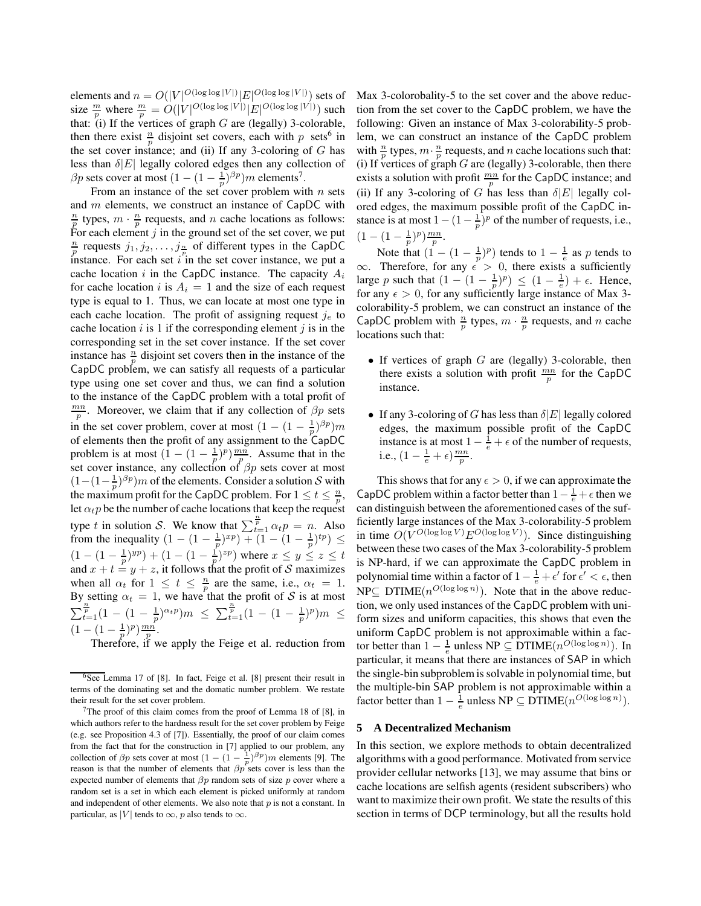elements and $n = O(|V|^{O(\log\log|V|)}|E|^{O(\log\log|V|)})$ sets of size $\frac{m}{p}$ where $\frac{m}{p} = O(|V|^{O(\log\log|V|)}|E|^{O(\log\log|V|)})$ such that: (i) If the vertices of graph $G$ are (legally) 3-colorable, then there exist $\frac{n}{p}$ disjoint set covers, each with $p$ sets[6] in the set cover instance; and (ii) If any 3-coloring of $G$ has less than $\delta|E|$ legally colored edges then any collection of $\beta p$ sets cover at most $(1-(1-\frac{1}{p})^{\beta p})m$ elements[7].

From an instance of the set cover problem with $n$ sets and $m$ elements, we construct an instance of CapDC with $\frac{n}{p}$ types, $m \cdot \frac{n}{p}$ requests, and $n$ cache locations as follows: For each element $j$ in the ground set of the set cover, we put $\frac{n}{p}$ requests $j_1, j_2, \ldots, j_{\frac{n}{p}}$ of different types in the CapDC instance. For each set $i$ in the set cover instance, we put a cache location $i$ in the CapDC instance. The capacity $A_i$ for cache location $i$ is $A_i = 1$ and the size of each request type is equal to 1. Thus, we can locate at most one type in each cache location. The profit of assigning request $j_e$ to cache location $i$ is 1 if the corresponding element $j$ is in the corresponding set in the set cover instance. If the set cover instance has $\frac{n}{p}$ disjoint set covers then in the instance of the CapDC problem, we can satisfy all requests of a particular type using one set cover and thus, we can find a solution to the instance of the CapDC problem with a total profit of $\frac{mn}{p}$. Moreover, we claim that if any collection of $\beta p$ sets in the set cover problem, cover at most $(1-(1-\frac{1}{p})^{\beta p})m$ of elements then the profit of any assignment to the CapDC problem is at most $(1-(1-\frac{1}{p})^{p})\frac{mn}{p}$. Assume that in the set cover instance, any collection of $\beta p$ sets cover at most $(1-(1-\frac{1}{p})^{\beta p})m$ of the elements. Consider a solution $\mathcal{S}$ with the maximum profit for the CapDC problem. For $1 \leq t \leq \frac{n}{p}$, let $\alpha_t p$ be the number of cache locations that keep the request type $t$ in solution $\mathcal{S}$. We know that $\sum_{t=1}^{\frac{n}{p}} \alpha_t p = n$. Also from the inequality $(1-(1-\frac{1}{p})^{xp}) + (1-(1-\frac{1}{p})^{tp}) \leq (1-(1-\frac{1}{p})^{yp}) + (1-(1-\frac{1}{p})^{zp})$ where $x \leq y \leq z \leq t$ and $x + t = y + z$, it follows that the profit of $\mathcal{S}$ maximizes when all $\alpha_t$ for $1 \leq t \leq \frac{n}{p}$ are the same, i.e., $\alpha_t = 1$. By setting $\alpha_t = 1$, we have that the profit of $\mathcal{S}$ is at most $\sum_{t=1}^{\frac{n}{p}}(1-(1-\frac{1}{p})^{\alpha_t p})m \leq \sum_{t=1}^{\frac{n}{p}}(1-(1-\frac{1}{p})^{p})m \leq (1-(1-\frac{1}{p})^{p})\frac{mn}{p}$.

Therefore, if we apply the Feige et al. reduction from Max 3-colorobality-5 to the set cover and the above reduction from the set cover to the CapDC problem, we have the following: Given an instance of Max 3-colorability-5 problem, we can construct an instance of the CapDC problem with $\frac{n}{p}$ types, $m \cdot \frac{n}{p}$ requests, and $n$ cache locations such that: (i) If vertices of graph $G$ are (legally) 3-colorable, then there exists a solution with profit $\frac{mn}{p}$ for the CapDC instance; and (ii) If any 3-coloring of $G$ has less than $\delta|E|$ legally colored edges, the maximum possible profit of the CapDC instance is at most $1-(1-\frac{1}{p})^{p}$ of the number of requests, i.e., $(1-(1-\frac{1}{p})^{p})\frac{mn}{p}$.

Note that $(1-(1-\frac{1}{p})^{p})$ tends to $1-\frac{1}{e}$ as $p$ tends to $\infty$. Therefore, for any $\epsilon > 0$, there exists a sufficiently large $p$ such that $(1-(1-\frac{1}{p})^{p}) \leq (1-\frac{1}{e}) + \epsilon$. Hence, for any $\epsilon > 0$, for any sufficiently large instance of Max 3-colorability-5 problem, we can construct an instance of the CapDC problem with $\frac{n}{p}$ types, $m \cdot \frac{n}{p}$ requests, and $n$ cache locations such that:

- If vertices of graph $G$ are (legally) 3-colorable, then there exists a solution with profit $\frac{mn}{p}$ for the CapDC instance.
- If any 3-coloring of $G$ has less than $\delta|E|$ legally colored edges, the maximum possible profit of the CapDC instance is at most $1-\frac{1}{e}+\epsilon$ of the number of requests, i.e., $(1-\frac{1}{e}+\epsilon)\frac{mn}{p}$.

This shows that for any $\epsilon > 0$, if we can approximate the CapDC problem within a factor better than $1-\frac{1}{e}+\epsilon$ then we can distinguish between the aforementioned cases of the sufficiently large instances of the Max 3-colorability-5 problem in time $O(V^{O(\log\log V)}E^{O(\log\log V)})$. Since distinguishing between these two cases of the Max 3-colorability-5 problem is NP-hard, if we can approximate the CapDC problem in polynomial time within a factor of $1-\frac{1}{e}+\epsilon'$ for $\epsilon' < \epsilon$, then NP$\subseteq$ DTIME$(n^{O(\log\log n)})$. Note that in the above reduction, we only used instances of the CapDC problem with uniform sizes and uniform capacities, this shows that even the uniform CapDC problem is not approximable within a factor better than $1-\frac{1}{e}$ unless NP $\subseteq$ DTIME$(n^{O(\log\log n)})$. In particular, it means that there are instances of SAP in which the single-bin subproblem is solvable in polynomial time, but the multiple-bin SAP problem is not approximable within a factor better than $1-\frac{1}{e}$ unless NP $\subseteq$ DTIME$(n^{O(\log\log n)})$.

## 5 A Decentralized Mechanism

In this section, we explore methods to obtain decentralized algorithms with a good performance. Motivated from service provider cellular networks [13], we may assume that bins or cache locations are selfish agents (resident subscribers) who want to maximize their own profit. We state the results of this section in terms of DCP terminology, but all the results hold

---

[6] See Lemma 17 of [8]. In fact, Feige et al. [8] present their result in terms of the dominating set and the domatic number problem. We restate their result for the set cover problem.

[7] The proof of this claim comes from the proof of Lemma 18 of [8], in which authors refer to the hardness result for the set cover problem by Feige (e.g. see Proposition 4.3 of [7]). Essentially, the proof of our claim comes from the fact that for the construction in [7] applied to our problem, any collection of $\beta p$ sets cover at most $(1-(1-\frac{1}{p})^{\beta p})m$ elements [9]. The reason is that the number of elements that $\beta p$ sets cover is less than the expected number of elements that $\beta p$ random sets of size $p$ cover where a random set is a set in which each element is picked uniformly at random and independent of other elements. We also note that $p$ is not a constant. In particular, as $|V|$ tends to $\infty$, $p$ also tends to $\infty$.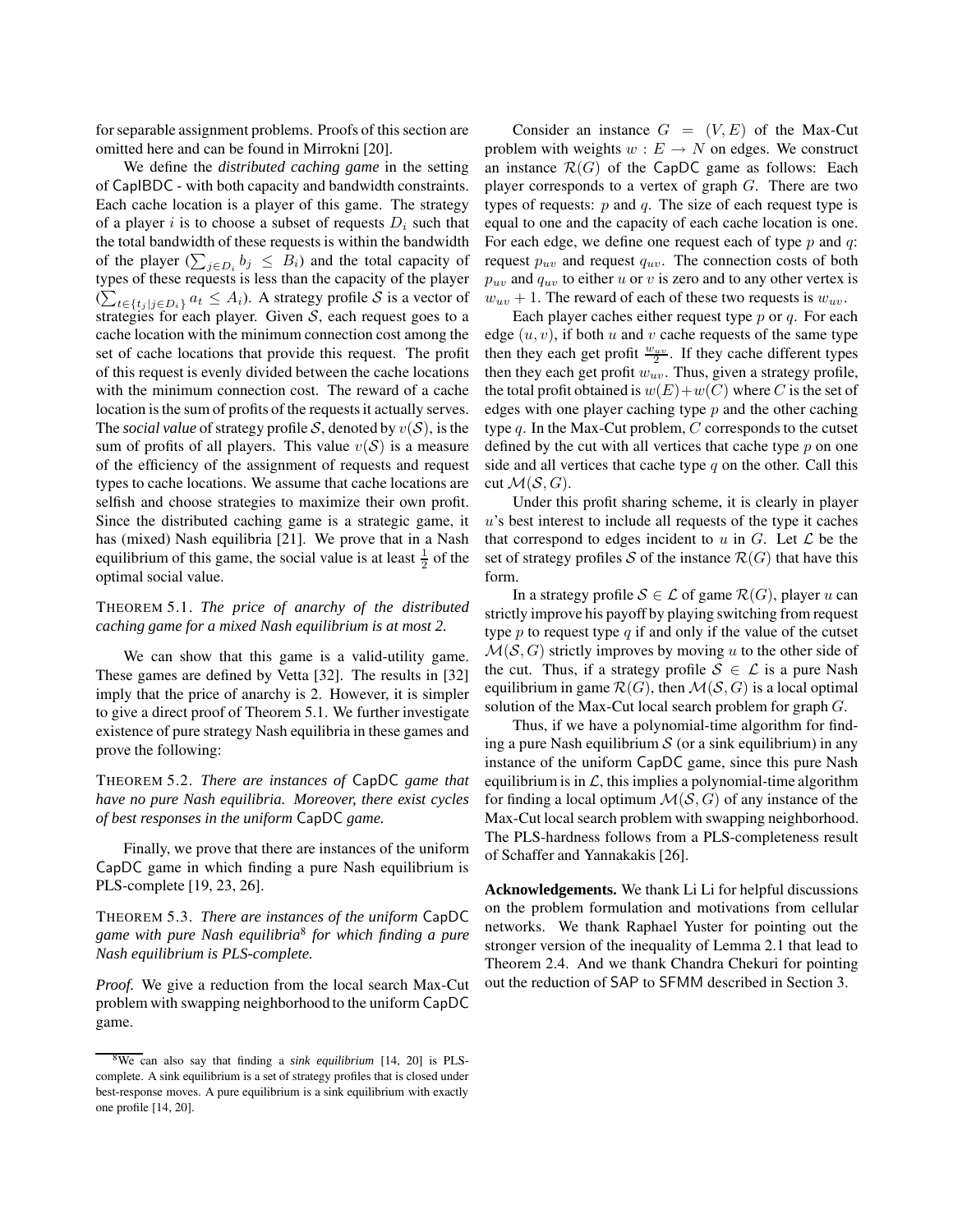for separable assignment problems. Proofs of this section are omitted here and can be found in Mirrokni [20].

We define the *distributed caching game* in the setting of CapIBDC - with both capacity and bandwidth constraints. Each cache location is a player of this game. The strategy of a player $i$ is to choose a subset of requests $D_i$ such that the total bandwidth of these requests is within the bandwidth of the player ($\sum_{j \in D_i} b_j \leq B_i$) and the total capacity of types of these requests is less than the capacity of the player ($\sum_{t \in \{t_j | j \in D_i\}} a_t \leq A_i$). A strategy profile $\mathcal{S}$ is a vector of strategies for each player. Given $\mathcal{S}$, each request goes to a cache location with the minimum connection cost among the set of cache locations that provide this request. The profit of this request is evenly divided between the cache locations with the minimum connection cost. The reward of a cache location is the sum of profits of the requests it actually serves. The *social value* of strategy profile $\mathcal{S}$, denoted by $v(\mathcal{S})$, is the sum of profits of all players. This value $v(\mathcal{S})$ is a measure of the efficiency of the assignment of requests and request types to cache locations. We assume that cache locations are selfish and choose strategies to maximize their own profit. Since the distributed caching game is a strategic game, it has (mixed) Nash equilibria [21]. We prove that in a Nash equilibrium of this game, the social value is at least $\frac{1}{2}$ of the optimal social value.

THEOREM 5.1. *The price of anarchy of the distributed caching game for a mixed Nash equilibrium is at most 2.*

We can show that this game is a valid-utility game. These games are defined by Vetta [32]. The results in [32] imply that the price of anarchy is 2. However, it is simpler to give a direct proof of Theorem 5.1. We further investigate existence of pure strategy Nash equilibria in these games and prove the following:

THEOREM 5.2. *There are instances of* CapDC *game that have no pure Nash equilibria. Moreover, there exist cycles of best responses in the uniform* CapDC *game.*

Finally, we prove that there are instances of the uniform CapDC game in which finding a pure Nash equilibrium is PLS-complete [19, 23, 26].

THEOREM 5.3. *There are instances of the uniform* CapDC *game with pure Nash equilibria*[8] *for which finding a pure Nash equilibrium is PLS-complete.*

*Proof.* We give a reduction from the local search Max-Cut problem with swapping neighborhood to the uniform CapDC game.

Consider an instance $G = (V, E)$ of the Max-Cut problem with weights $w : E \to N$ on edges. We construct an instance $\mathcal{R}(G)$ of the CapDC game as follows: Each player corresponds to a vertex of graph $G$. There are two types of requests: $p$ and $q$. The size of each request type is equal to one and the capacity of each cache location is one. For each edge, we define one request each of type $p$ and $q$: request $p_{uv}$ and request $q_{uv}$. The connection costs of both $p_{uv}$ and $q_{uv}$ to either $u$ or $v$ is zero and to any other vertex is $w_{uv} + 1$. The reward of each of these two requests is $w_{uv}$.

Each player caches either request type $p$ or $q$. For each edge $(u, v)$, if both $u$ and $v$ cache requests of the same type then they each get profit $\frac{w_{uv}}{2}$. If they cache different types then they each get profit $w_{uv}$. Thus, given a strategy profile, the total profit obtained is $w(E)+w(C)$ where $C$ is the set of edges with one player caching type $p$ and the other caching type $q$. In the Max-Cut problem, $C$ corresponds to the cutset defined by the cut with all vertices that cache type $p$ on one side and all vertices that cache type $q$ on the other. Call this cut $\mathcal{M}(\mathcal{S}, G)$.

Under this profit sharing scheme, it is clearly in player $u$'s best interest to include all requests of the type it caches that correspond to edges incident to $u$ in $G$. Let $\mathcal{L}$ be the set of strategy profiles $\mathcal{S}$ of the instance $\mathcal{R}(G)$ that have this form.

In a strategy profile $\mathcal{S} \in \mathcal{L}$ of game $\mathcal{R}(G)$, player $u$ can strictly improve his payoff by playing switching from request type $p$ to request type $q$ if and only if the value of the cutset $\mathcal{M}(\mathcal{S}, G)$ strictly improves by moving $u$ to the other side of the cut. Thus, if a strategy profile $\mathcal{S} \in \mathcal{L}$ is a pure Nash equilibrium in game $\mathcal{R}(G)$, then $\mathcal{M}(\mathcal{S}, G)$ is a local optimal solution of the Max-Cut local search problem for graph $G$.

Thus, if we have a polynomial-time algorithm for finding a pure Nash equilibrium $\mathcal{S}$ (or a sink equilibrium) in any instance of the uniform CapDC game, since this pure Nash equilibrium is in $\mathcal{L}$, this implies a polynomial-time algorithm for finding a local optimum $\mathcal{M}(\mathcal{S}, G)$ of any instance of the Max-Cut local search problem with swapping neighborhood. The PLS-hardness follows from a PLS-completeness result of Schaffer and Yannakakis [26].

**Acknowledgements.** We thank Li Li for helpful discussions on the problem formulation and motivations from cellular networks. We thank Raphael Yuster for pointing out the stronger version of the inequality of Lemma 2.1 that lead to Theorem 2.4. And we thank Chandra Chekuri for pointing out the reduction of SAP to SFMM described in Section 3.

[8] We can also say that finding a *sink equilibrium* [14, 20] is PLS-complete. A sink equilibrium is a set of strategy profiles that is closed under best-response moves. A pure equilibrium is a sink equilibrium with exactly one profile [14, 20].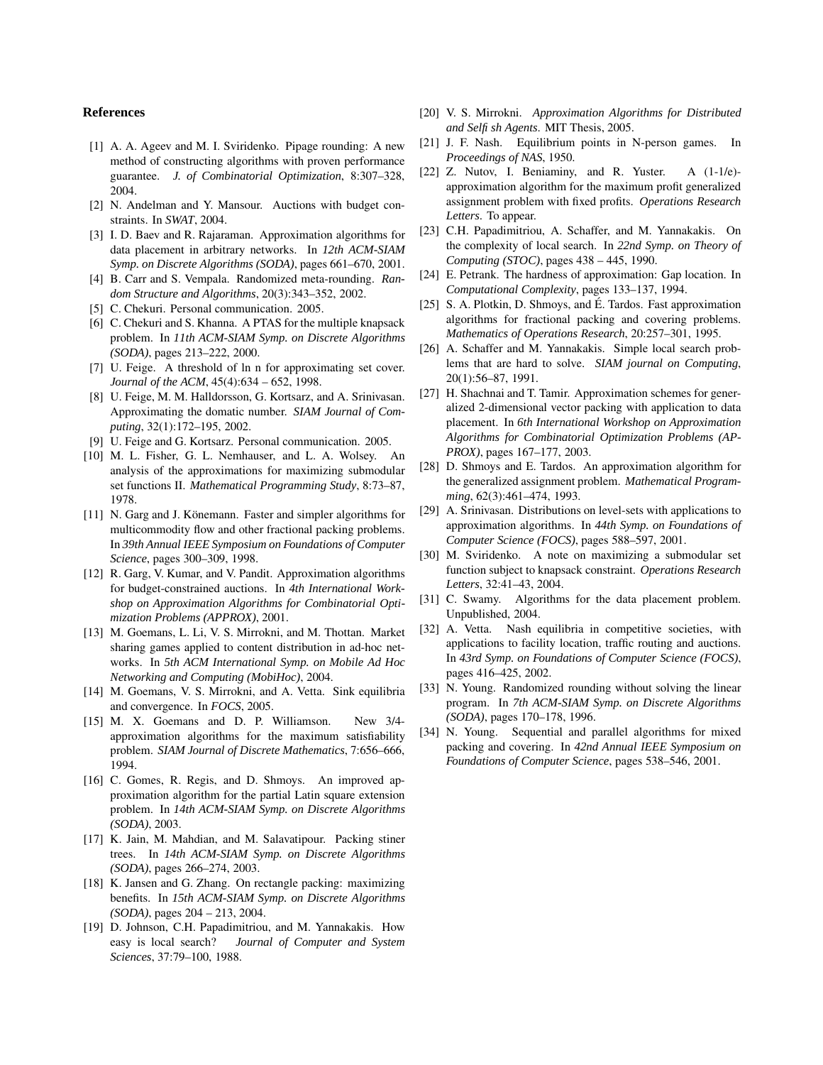## References

[1] A. A. Ageev and M. I. Sviridenko. Pipage rounding: A new method of constructing algorithms with proven performance guarantee. *J. of Combinatorial Optimization*, 8:307–328, 2004.

[2] N. Andelman and Y. Mansour. Auctions with budget constraints. In *SWAT*, 2004.

[3] I. D. Baev and R. Rajaraman. Approximation algorithms for data placement in arbitrary networks. In *12th ACM-SIAM Symp. on Discrete Algorithms (SODA)*, pages 661–670, 2001.

[4] B. Carr and S. Vempala. Randomized meta-rounding. *Random Structure and Algorithms*, 20(3):343–352, 2002.

[5] C. Chekuri. Personal communication. 2005.

[6] C. Chekuri and S. Khanna. A PTAS for the multiple knapsack problem. In *11th ACM-SIAM Symp. on Discrete Algorithms (SODA)*, pages 213–222, 2000.

[7] U. Feige. A threshold of ln n for approximating set cover. *Journal of the ACM*, 45(4):634 – 652, 1998.

[8] U. Feige, M. M. Halldorsson, G. Kortsarz, and A. Srinivasan. Approximating the domatic number. *SIAM Journal of Computing*, 32(1):172–195, 2002.

[9] U. Feige and G. Kortsarz. Personal communication. 2005.

[10] M. L. Fisher, G. L. Nemhauser, and L. A. Wolsey. An analysis of the approximations for maximizing submodular set functions II. *Mathematical Programming Study*, 8:73–87, 1978.

[11] N. Garg and J. Könemann. Faster and simpler algorithms for multicommodity flow and other fractional packing problems. In *39th Annual IEEE Symposium on Foundations of Computer Science*, pages 300–309, 1998.

[12] R. Garg, V. Kumar, and V. Pandit. Approximation algorithms for budget-constrained auctions. In *4th International Workshop on Approximation Algorithms for Combinatorial Optimization Problems (APPROX)*, 2001.

[13] M. Goemans, L. Li, V. S. Mirrokni, and M. Thottan. Market sharing games applied to content distribution in ad-hoc networks. In *5th ACM International Symp. on Mobile Ad Hoc Networking and Computing (MobiHoc)*, 2004.

[14] M. Goemans, V. S. Mirrokni, and A. Vetta. Sink equilibria and convergence. In *FOCS*, 2005.

[15] M. X. Goemans and D. P. Williamson. New 3/4-approximation algorithms for the maximum satisfiability problem. *SIAM Journal of Discrete Mathematics*, 7:656–666, 1994.

[16] C. Gomes, R. Regis, and D. Shmoys. An improved approximation algorithm for the partial Latin square extension problem. In *14th ACM-SIAM Symp. on Discrete Algorithms (SODA)*, 2003.

[17] K. Jain, M. Mahdian, and M. Salavatipour. Packing stiner trees. In *14th ACM-SIAM Symp. on Discrete Algorithms (SODA)*, pages 266–274, 2003.

[18] K. Jansen and G. Zhang. On rectangle packing: maximizing benefits. In *15th ACM-SIAM Symp. on Discrete Algorithms (SODA)*, pages 204 – 213, 2004.

[19] D. Johnson, C.H. Papadimitriou, and M. Yannakakis. How easy is local search? *Journal of Computer and System Sciences*, 37:79–100, 1988.

[20] V. S. Mirrokni. *Approximation Algorithms for Distributed and Selfish Agents*. MIT Thesis, 2005.

[21] J. F. Nash. Equilibrium points in N-person games. In *Proceedings of NAS*, 1950.

[22] Z. Nutov, I. Beniaminy, and R. Yuster. A (1-1/e)-approximation algorithm for the maximum profit generalized assignment problem with fixed profits. *Operations Research Letters*. To appear.

[23] C.H. Papadimitriou, A. Schaffer, and M. Yannakakis. On the complexity of local search. In *22nd Symp. on Theory of Computing (STOC)*, pages 438 – 445, 1990.

[24] E. Petrank. The hardness of approximation: Gap location. In *Computational Complexity*, pages 133–137, 1994.

[25] S. A. Plotkin, D. Shmoys, and É. Tardos. Fast approximation algorithms for fractional packing and covering problems. *Mathematics of Operations Research*, 20:257–301, 1995.

[26] A. Schaffer and M. Yannakakis. Simple local search problems that are hard to solve. *SIAM journal on Computing*, 20(1):56–87, 1991.

[27] H. Shachnai and T. Tamir. Approximation schemes for generalized 2-dimensional vector packing with application to data placement. In *6th International Workshop on Approximation Algorithms for Combinatorial Optimization Problems (APPROX)*, pages 167–177, 2003.

[28] D. Shmoys and E. Tardos. An approximation algorithm for the generalized assignment problem. *Mathematical Programming*, 62(3):461–474, 1993.

[29] A. Srinivasan. Distributions on level-sets with applications to approximation algorithms. In *44th Symp. on Foundations of Computer Science (FOCS)*, pages 588–597, 2001.

[30] M. Sviridenko. A note on maximizing a submodular set function subject to knapsack constraint. *Operations Research Letters*, 32:41–43, 2004.

[31] C. Swamy. Algorithms for the data placement problem. Unpublished, 2004.

[32] A. Vetta. Nash equilibria in competitive societies, with applications to facility location, traffic routing and auctions. In *43rd Symp. on Foundations of Computer Science (FOCS)*, pages 416–425, 2002.

[33] N. Young. Randomized rounding without solving the linear program. In *7th ACM-SIAM Symp. on Discrete Algorithms (SODA)*, pages 170–178, 1996.

[34] N. Young. Sequential and parallel algorithms for mixed packing and covering. In *42nd Annual IEEE Symposium on Foundations of Computer Science*, pages 538–546, 2001.